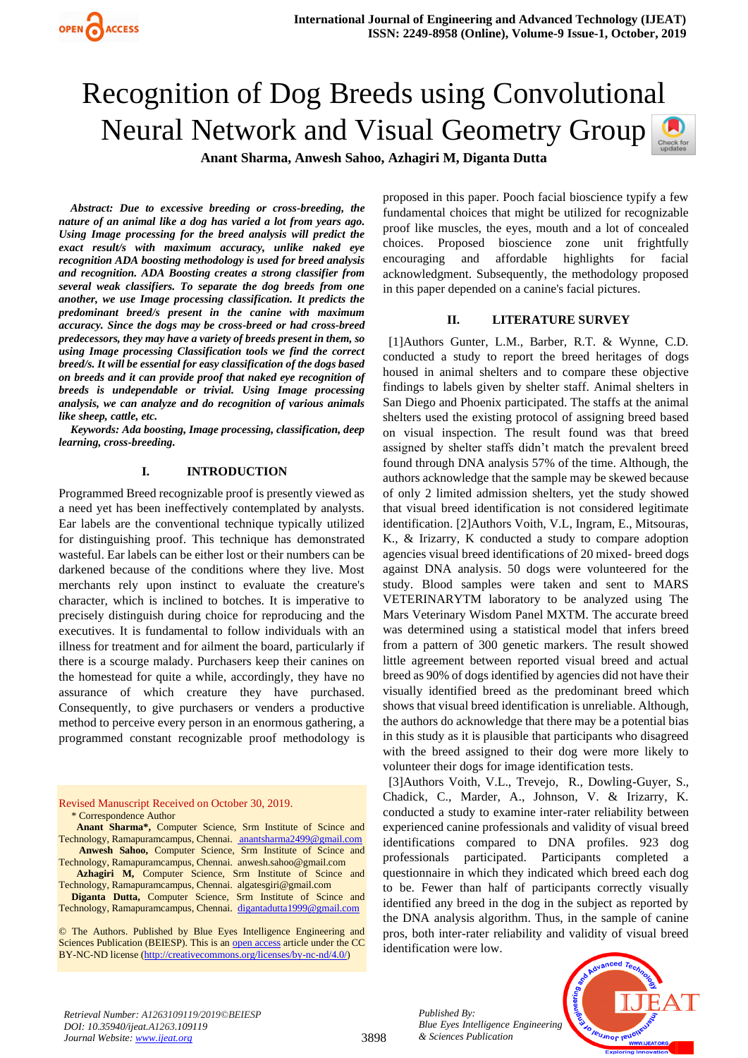// Recognition of Dog Breeds using Convolutional Neural Network and Visual Geometry Group

**Anant Sharma, Anwesh Sahoo, Azhagiri M, Diganta Dutta**

***Abstract: Due to excessive breeding or cross-breeding, the nature of an animal like a dog has varied a lot from years ago. Using Image processing for the breed analysis will predict the exact result/s with maximum accuracy, unlike naked eye recognition ADA boosting methodology is used for breed analysis and recognition. ADA Boosting creates a strong classifier from several weak classifiers. To separate the dog breeds from one another, we use Image processing classification. It predicts the predominant breed/s present in the canine with maximum accuracy. Since the dogs may be cross-breed or had cross-breed predecessors, they may have a variety of breeds present in them, so using Image processing Classification tools we find the correct breed/s. It will be essential for easy classification of the dogs based on breeds and it can provide proof that naked eye recognition of breeds is undependable or trivial. Using Image processing analysis, we can analyze and do recognition of various animals like sheep, cattle, etc.***

***Keywords: Ada boosting, Image processing, classification, deep learning, cross-breeding.***

## I. INTRODUCTION

Programmed Breed recognizable proof is presently viewed as a need yet has been ineffectively contemplated by analysts. Ear labels are the conventional technique typically utilized for distinguishing proof. This technique has demonstrated wasteful. Ear labels can be either lost or their numbers can be darkened because of the conditions where they live. Most merchants rely upon instinct to evaluate the creature's character, which is inclined to botches. It is imperative to precisely distinguish during choice for reproducing and the executives. It is fundamental to follow individuals with an illness for treatment and for ailment the board, particularly if there is a scourge malady. Purchasers keep their canines on the homestead for quite a while, accordingly, they have no assurance of which creature they have purchased. Consequently, to give purchasers or venders a productive method to perceive every person in an enormous gathering, a programmed constant recognizable proof methodology is proposed in this paper. Pooch facial bioscience typify a few fundamental choices that might be utilized for recognizable proof like muscles, the eyes, mouth and a lot of concealed choices. Proposed bioscience zone unit frightfully encouraging and affordable highlights for facial acknowledgment. Subsequently, the methodology proposed in this paper depended on a canine's facial pictures.

Revised Manuscript Received on October 30, 2019.

\* Correspondence Author

**Anant Sharma\*,** Computer Science, Srm Institute of Sciece and Technology, Ramapuramcampus, Chennai. anantsharma2499@gmail.com

**Anwesh Sahoo,** Computer Science, Srm Institute of Science and Technology, Ramapuramcampus, Chennai. anwesh.sahoo@gmail.com

**Azhagiri M,** Computer Science, Srm Institute of Science and Technology, Ramapuramcampus, Chennai. algatesgiri@gmail.com

**Diganta Dutta,** Computer Science, Srm Institute of Science and Technology, Ramapuramcampus, Chennai. digantadutta1999@gmail.com

© The Authors. Published by Blue Eyes Intelligence Engineering and Sciences Publication (BEIESP). This is an open access article under the CC BY-NC-ND license (http://creativecommons.org/licenses/by-nc-nd/4.0/)

## II. LITERATURE SURVEY

[1]Authors Gunter, L.M., Barber, R.T. & Wynne, C.D. conducted a study to report the breed heritages of dogs housed in animal shelters and to compare these objective findings to labels given by shelter staff. Animal shelters in San Diego and Phoenix participated. The staffs at the animal shelters used the existing protocol of assigning breed based on visual inspection. The result found was that breed assigned by shelter staffs didn't match the prevalent breed found through DNA analysis 57% of the time. Although, the authors acknowledge that the sample may be skewed because of only 2 limited admission shelters, yet the study showed that visual breed identification is not considered legitimate identification. [2]Authors Voith, V.L, Ingram, E., Mitsouras, K., & Irizarry, K conducted a study to compare adoption agencies visual breed identifications of 20 mixed- breed dogs against DNA analysis. 50 dogs were volunteered for the study. Blood samples were taken and sent to MARS VETERINARYTM laboratory to be analyzed using The Mars Veterinary Wisdom Panel MXTM. The accurate breed was determined using a statistical model that infers breed from a pattern of 300 genetic markers. The result showed little agreement between reported visual breed and actual breed as 90% of dogs identified by agencies did not have their visually identified breed as the predominant breed which shows that visual breed identification is unreliable. Although, the authors do acknowledge that there may be a potential bias in this study as it is plausible that participants who disagreed with the breed assigned to their dog were more likely to volunteer their dogs for image identification tests.

[3]Authors Voith, V.L., Trevejo, R., Dowling-Guyer, S., Chadick, C., Marder, A., Johnson, V. & Irizarry, K. conducted a study to examine inter-rater reliability between experienced canine professionals and validity of visual breed identifications compared to DNA profiles. 923 dog professionals participated. Participants completed a questionnaire in which they indicated which breed each dog to be. Fewer than half of participants correctly visually identified any breed in the dog in the subject as reported by the DNA analysis algorithm. Thus, in the sample of canine pros, both inter-rater reliability and validity of visual breed identification were low.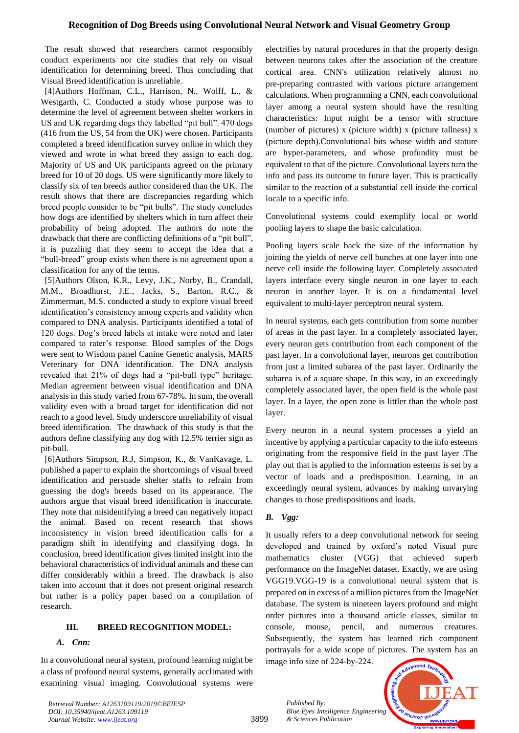The result showed that researchers cannot responsibly conduct experiments nor cite studies that rely on visual identification for determining breed. Thus concluding that Visual Breed identification is unreliable.

[4]Authors Hoffman, C.L., Harrison, N., Wolff, L., & Westgarth, C. Conducted a study whose purpose was to determine the level of agreement between shelter workers in US and UK regarding dogs they labelled "pit bull". 470 dogs (416 from the US, 54 from the UK) were chosen. Participants completed a breed identification survey online in which they viewed and wrote in what breed they assign to each dog. Majority of US and UK participants agreed on the primary breed for 10 of 20 dogs. US were significantly more likely to classify six of ten breeds author considered than the UK. The result shows that there are discrepancies regarding which breed people consider to be "pit bulls". The study concludes how dogs are identified by shelters which in turn affect their probability of being adopted. The authors do note the drawback that there are conflicting definitions of a "pit bull", it is puzzling that they seem to accept the idea that a "bull-breed" group exists when there is no agreement upon a classification for any of the terms.

[5]Authors Olson, K.R., Levy, J.K., Norby, B., Crandall, M.M., Broadhurst, J.E., Jacks, S., Barton, R.C., & Zimmerman, M.S. conducted a study to explore visual breed identification's consistency among experts and validity when compared to DNA analysis. Participants identified a total of 120 dogs. Dog's breed labels at intake were noted and later compared to rater's response. Blood samples of the Dogs were sent to Wisdom panel Canine Genetic analysis, MARS Veterinary for DNA identification. The DNA analysis revealed that 21% of dogs had a "pit-bull type" heritage. Median agreement between visual identification and DNA analysis in this study varied from 67-78%. In sum, the overall validity even with a broad target for identification did not reach to a good level. Study underscore unreliability of visual breed identification. The drawback of this study is that the authors define classifying any dog with 12.5% terrier sign as pit-bull.

[6]Authors Simpson, R.J, Simpson, K., & VanKavage, L. published a paper to explain the shortcomings of visual breed identification and persuade shelter staffs to refrain from guessing the dog's breeds based on its appearance. The authors argue that visual breed identification is inaccurate. They note that misidentifying a breed can negatively impact the animal. Based on recent research that shows inconsistency in vision breed identification calls for a paradigm shift in identifying and classifying dogs. In conclusion, breed identification gives limited insight into the behavioral characteristics of individual animals and these can differ considerably within a breed. The drawback is also taken into account that it does not present original research but rather is a policy paper based on a compilation of research.

## III. BREED RECOGNITION MODEL:

### A. Cnn:

In a convolutional neural system, profound learning might be a class of profound neural systems, generally acclimated with examining visual imaging. Convolutional systems were electrifies by natural procedures in that the property design between neurons takes after the association of the creature cortical area. CNN's utilization relatively almost no pre-preparing contrasted with various picture arrangement calculations. When programming a CNN, each convolutional layer among a neural system should have the resulting characteristics: Input might be a tensor with structure (number of pictures) x (picture width) x (picture tallness) x (picture depth).Convolutional bits whose width and stature are hyper-parameters, and whose profundity must be equivalent to that of the picture. Convolutional layers turn the info and pass its outcome to future layer. This is practically similar to the reaction of a substantial cell inside the cortical locale to a specific info.

Convolutional systems could exemplify local or world pooling layers to shape the basic calculation.

Pooling layers scale back the size of the information by joining the yields of nerve cell bunches at one layer into one nerve cell inside the following layer. Completely associated layers interface every single neuron in one layer to each neuron in another layer. It is on a fundamental level equivalent to multi-layer perceptron neural system.

In neural systems, each gets contribution from some number of areas in the past layer. In a completely associated layer, every neuron gets contribution from each component of the past layer. In a convolutional layer, neurons get contribution from just a limited subarea of the past layer. Ordinarily the subarea is of a square shape. In this way, in an exceedingly completely associated layer, the open field is the whole past layer. In a layer, the open zone is littler than the whole past layer.

Every neuron in a neural system processes a yield an incentive by applying a particular capacity to the info esteems originating from the responsive field in the past layer .The play out that is applied to the information esteems is set by a vector of loads and a predisposition. Learning, in an exceedingly neural system, advances by making unvarying changes to those predispositions and loads.

### B. Vgg:

It usually refers to a deep convolutional network for seeing developed and trained by oxford's noted Visual pure mathematics cluster (VGG) that achieved superb performance on the ImageNet dataset. Exactly, we are using VGG19.VGG-19 is a convolutional neural system that is prepared on in excess of a million pictures from the ImageNet database. The system is nineteen layers profound and might order pictures into a thousand article classes, similar to console, mouse, pencil, and numerous creatures. Subsequently, the system has learned rich component portrayals for a wide scope of pictures. The system has an image info size of 224-by-224.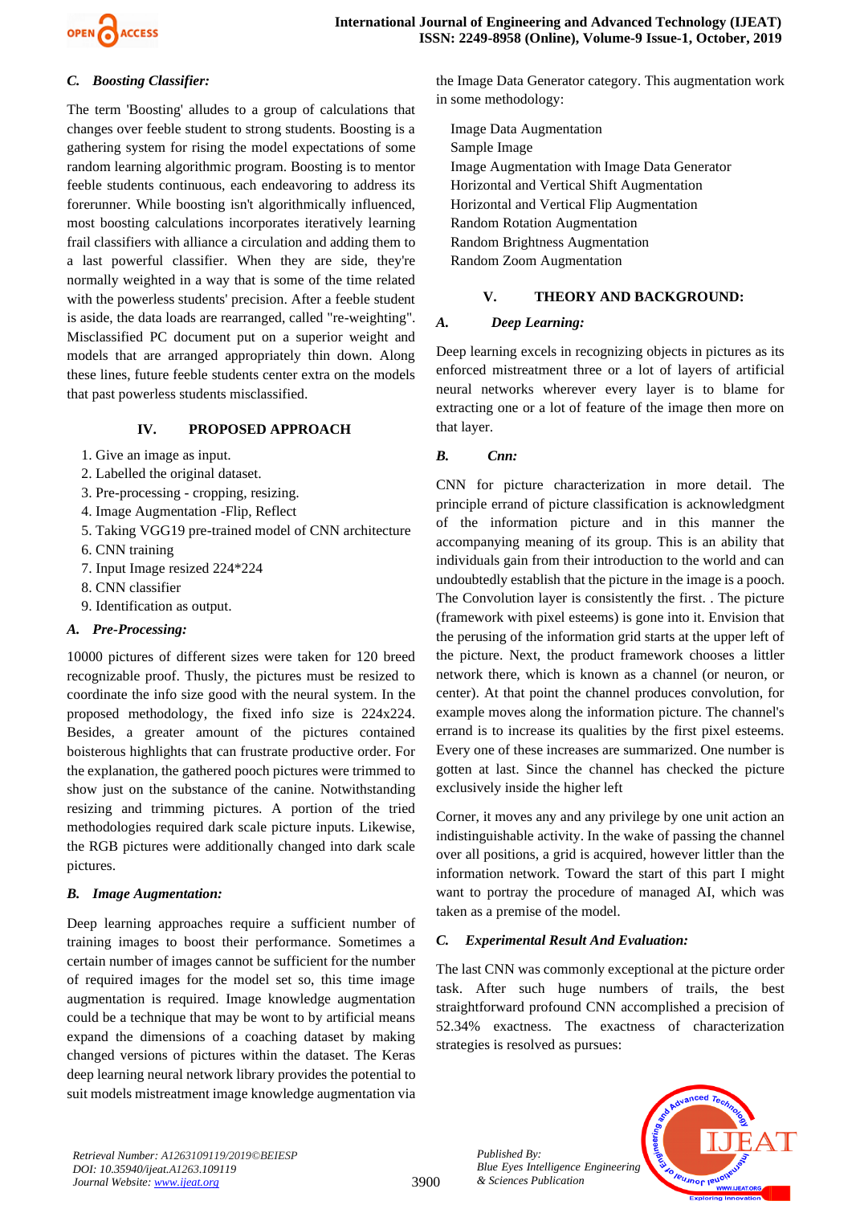### C. *Boosting Classifier:*

The term 'Boosting' alludes to a group of calculations that changes over feeble student to strong students. Boosting is a gathering system for rising the model expectations of some random learning algorithmic program. Boosting is to mentor feeble students continuous, each endeavoring to address its forerunner. While boosting isn't algorithmically influenced, most boosting calculations incorporates iteratively learning frail classifiers with alliance a circulation and adding them to a last powerful classifier. When they are side, they're normally weighted in a way that is some of the time related with the powerless students' precision. After a feeble student is aside, the data loads are rearranged, called "re-weighting". Misclassified PC document put on a superior weight and models that are arranged appropriately thin down. Along these lines, future feeble students center extra on the models that past powerless students misclassified.

## IV. PROPOSED APPROACH

1. Give an image as input.
2. Labelled the original dataset.
3. Pre-processing - cropping, resizing.
4. Image Augmentation -Flip, Reflect
5. Taking VGG19 pre-trained model of CNN architecture
6. CNN training
7. Input Image resized 224*224
8. CNN classifier
9. Identification as output.

### A. *Pre-Processing:*

10000 pictures of different sizes were taken for 120 breed recognizable proof. Thusly, the pictures must be resized to coordinate the info size good with the neural system. In the proposed methodology, the fixed info size is 224x224. Besides, a greater amount of the pictures contained boisterous highlights that can frustrate productive order. For the explanation, the gathered pooch pictures were trimmed to show just on the substance of the canine. Notwithstanding resizing and trimming pictures. A portion of the tried methodologies required dark scale picture inputs. Likewise, the RGB pictures were additionally changed into dark scale pictures.

### B. *Image Augmentation:*

Deep learning approaches require a sufficient number of training images to boost their performance. Sometimes a certain number of images cannot be sufficient for the number of required images for the model set so, this time image augmentation is required. Image knowledge augmentation could be a technique that may be wont to by artificial means expand the dimensions of a coaching dataset by making changed versions of pictures within the dataset. The Keras deep learning neural network library provides the potential to suit models mistreatment image knowledge augmentation via the Image Data Generator category. This augmentation work in some methodology:

Image Data Augmentation
Sample Image
Image Augmentation with Image Data Generator
Horizontal and Vertical Shift Augmentation
Horizontal and Vertical Flip Augmentation
Random Rotation Augmentation
Random Brightness Augmentation
Random Zoom Augmentation

## V. THEORY AND BACKGROUND:

### A. *Deep Learning:*

Deep learning excels in recognizing objects in pictures as its enforced mistreatment three or a lot of layers of artificial neural networks wherever every layer is to blame for extracting one or a lot of feature of the image then more on that layer.

### B. *Cnn:*

CNN for picture characterization in more detail. The principle errand of picture classification is acknowledgment of the information picture and in this manner the accompanying meaning of its group. This is an ability that individuals gain from their introduction to the world and can undoubtedly establish that the picture in the image is a pooch. The Convolution layer is consistently the first. . The picture (framework with pixel esteems) is gone into it. Envision that the perusing of the information grid starts at the upper left of the picture. Next, the product framework chooses a littler network there, which is known as a channel (or neuron, or center). At that point the channel produces convolution, for example moves along the information picture. The channel's errand is to increase its qualities by the first pixel esteems. Every one of these increases are summarized. One number is gotten at last. Since the channel has checked the picture exclusively inside the higher left

Corner, it moves any and any privilege by one unit action an indistinguishable activity. In the wake of passing the channel over all positions, a grid is acquired, however littler than the information network. Toward the start of this part I might want to portray the procedure of managed AI, which was taken as a premise of the model.

### C. *Experimental Result And Evaluation:*

The last CNN was commonly exceptional at the picture order task. After such huge numbers of trails, the best straightforward profound CNN accomplished a precision of 52.34% exactness. The exactness of characterization strategies is resolved as pursues: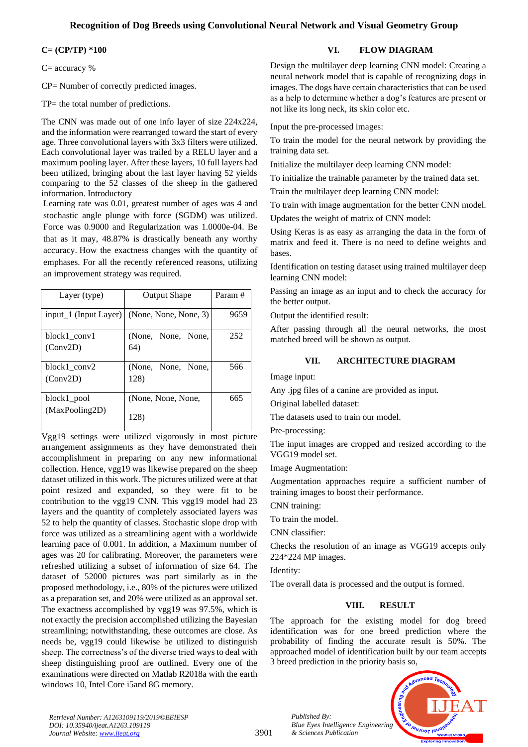**C= (CP/TP) *100**

C= accuracy %

CP= Number of correctly predicted images.

TP= the total number of predictions.

The CNN was made out of one info layer of size 224x224, and the information were rearranged toward the start of every age. Three convolutional layers with 3x3 filters were utilized. Each convolutional layer was trailed by a RELU layer and a maximum pooling layer. After these layers, 10 full layers had been utilized, bringing about the last layer having 52 yields comparing to the 52 classes of the sheep in the gathered information. Introductory
Learning rate was 0.01, greatest number of ages was 4 and stochastic angle plunge with force (SGDM) was utilized. Force was 0.9000 and Regularization was 1.0000e-04. Be that as it may, 48.87% is drastically beneath any worthy accuracy. How the exactness changes with the quantity of emphases. For all the recently referenced reasons, utilizing an improvement strategy was required.

| Layer (type) | Output Shape | Param # |
|---|---|---|
| input_1 (Input Layer) | (None, None, None, 3) | 9659 |
| block1_conv1 (Conv2D) | (None, None, None, 64) | 252 |
| block1_conv2 (Conv2D) | (None, None, None, 128) | 566 |
| block1_pool (MaxPooling2D) | (None, None, None, 128) | 665 |

Vgg19 settings were utilized vigorously in most picture arrangement assignments as they have demonstrated their accomplishment in preparing on any new informational collection. Hence, vgg19 was likewise prepared on the sheep dataset utilized in this work. The pictures utilized were at that point resized and expanded, so they were fit to be contribution to the vgg19 CNN. This vgg19 model had 23 layers and the quantity of completely associated layers was 52 to help the quantity of classes. Stochastic slope drop with force was utilized as a streamlining agent with a worldwide learning pace of 0.001. In addition, a Maximum number of ages was 20 for calibrating. Moreover, the parameters were refreshed utilizing a subset of information of size 64. The dataset of 52000 pictures was part similarly as in the proposed methodology, i.e., 80% of the pictures were utilized as a preparation set, and 20% were utilized as an approval set. The exactness accomplished by vgg19 was 97.5%, which is not exactly the precision accomplished utilizing the Bayesian streamlining; notwithstanding, these outcomes are close. As needs be, vgg19 could likewise be utilized to distinguish sheep. The correctness's of the diverse tried ways to deal with sheep distinguishing proof are outlined. Every one of the examinations were directed on Matlab R2018a with the earth windows 10, Intel Core i5and 8G memory.

## VI. FLOW DIAGRAM

Design the multilayer deep learning CNN model: Creating a neural network model that is capable of recognizing dogs in images. The dogs have certain characteristics that can be used as a help to determine whether a dog's features are present or not like its long neck, its skin color etc.

Input the pre-processed images:

To train the model for the neural network by providing the training data set.

Initialize the multilayer deep learning CNN model:

To initialize the trainable parameter by the trained data set.

Train the multilayer deep learning CNN model:

To train with image augmentation for the better CNN model.

Updates the weight of matrix of CNN model:

Using Keras is as easy as arranging the data in the form of matrix and feed it. There is no need to define weights and bases.

Identification on testing dataset using trained multilayer deep learning CNN model:

Passing an image as an input and to check the accuracy for the better output.

Output the identified result:

After passing through all the neural networks, the most matched breed will be shown as output.

## VII. ARCHITECTURE DIAGRAM

Image input:

Any .jpg files of a canine are provided as input.

Original labelled dataset:

The datasets used to train our model.

Pre-processing:

The input images are cropped and resized according to the VGG19 model set.

Image Augmentation:

Augmentation approaches require a sufficient number of training images to boost their performance.

CNN training:

To train the model.

CNN classifier:

Checks the resolution of an image as VGG19 accepts only 224*224 MP images.

Identity:

The overall data is processed and the output is formed.

## VIII. RESULT

The approach for the existing model for dog breed identification was for one breed prediction where the probability of finding the accurate result is 50%. The approached model of identification built by our team accepts 3 breed prediction in the priority basis so,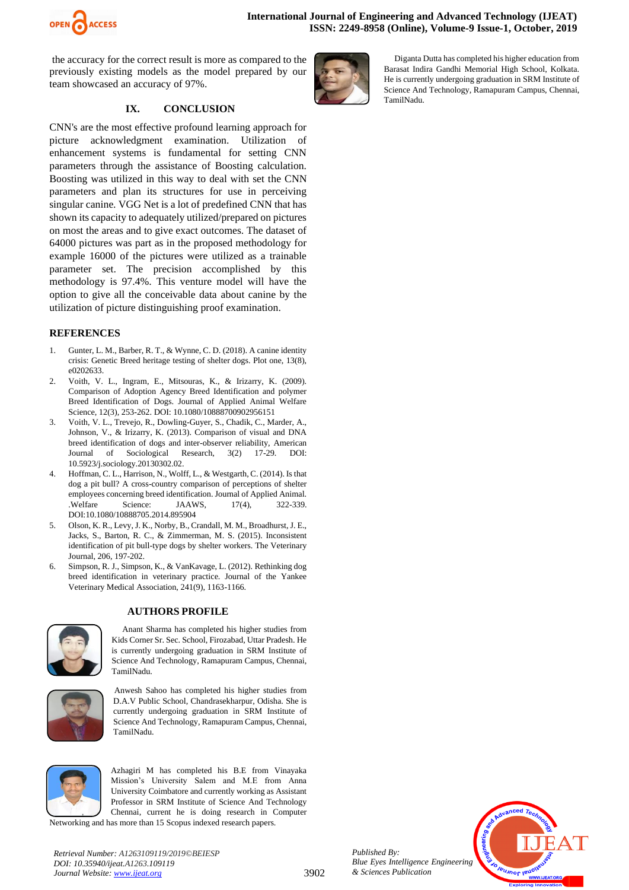the accuracy for the correct result is more as compared to the previously existing models as the model prepared by our team showcased an accuracy of 97%.

## IX. CONCLUSION

CNN's are the most effective profound learning approach for picture acknowledgment examination. Utilization of enhancement systems is fundamental for setting CNN parameters through the assistance of Boosting calculation. Boosting was utilized in this way to deal with set the CNN parameters and plan its structures for use in perceiving singular canine. VGG Net is a lot of predefined CNN that has shown its capacity to adequately utilized/prepared on pictures on most the areas and to give exact outcomes. The dataset of 64000 pictures was part as in the proposed methodology for example 16000 of the pictures were utilized as a trainable parameter set. The precision accomplished by this methodology is 97.4%. This venture model will have the option to give all the conceivable data about canine by the utilization of picture distinguishing proof examination.

## REFERENCES

1. Gunter, L. M., Barber, R. T., & Wynne, C. D. (2018). A canine identity crisis: Genetic Breed heritage testing of shelter dogs. Plot one, 13(8), e0202633.
2. Voith, V. L., Ingram, E., Mitsouras, K., & Irizarry, K. (2009). Comparison of Adoption Agency Breed Identification and polymer Breed Identification of Dogs. Journal of Applied Animal Welfare Science, 12(3), 253-262. DOI: 10.1080/10888700902956151
3. Voith, V. L., Trevejo, R., Dowling-Guyer, S., Chadik, C., Marder, A., Johnson, V., & Irizarry, K. (2013). Comparison of visual and DNA breed identification of dogs and inter-observer reliability, American Journal of Sociological Research, 3(2) 17-29. DOI: 10.5923/j.sociology.20130302.02.
4. Hoffman, C. L., Harrison, N., Wolff, L., & Westgarth, C. (2014). Is that dog a pit bull? A cross-country comparison of perceptions of shelter employees concerning breed identification. Journal of Applied Animal. .Welfare Science: JAAWS, 17(4), 322-339. DOI:10.1080/10888705.2014.895904
5. Olson, K. R., Levy, J. K., Norby, B., Crandall, M. M., Broadhurst, J. E., Jacks, S., Barton, R. C., & Zimmerman, M. S. (2015). Inconsistent identification of pit bull-type dogs by shelter workers. The Veterinary Journal, 206, 197-202.
6. Simpson, R. J., Simpson, K., & VanKavage, L. (2012). Rethinking dog breed identification in veterinary practice. Journal of the Yankee Veterinary Medical Association, 241(9), 1163-1166.

## AUTHORS PROFILE

Anant Sharma has completed his higher studies from Kids Corner Sr. Sec. School, Firozabad, Uttar Pradesh. He is currently undergoing graduation in SRM Institute of Science And Technology, Ramapuram Campus, Chennai, TamilNadu.

Anwesh Sahoo has completed his higher studies from D.A.V Public School, Chandrasekharpur, Odisha. She is currently undergoing graduation in SRM Institute of Science And Technology, Ramapuram Campus, Chennai, TamilNadu.

Azhagiri M has completed his B.E from Vinayaka Mission's University Salem and M.E from Anna University Coimbatore and currently working as Assistant Professor in SRM Institute of Science And Technology Chennai, current he is doing research in Computer Networking and has more than 15 Scopus indexed research papers.

Diganta Dutta has completed his higher education from Barasat Indira Gandhi Memorial High School, Kolkata. He is currently undergoing graduation in SRM Institute of Science And Technology, Ramapuram Campus, Chennai, TamilNadu.